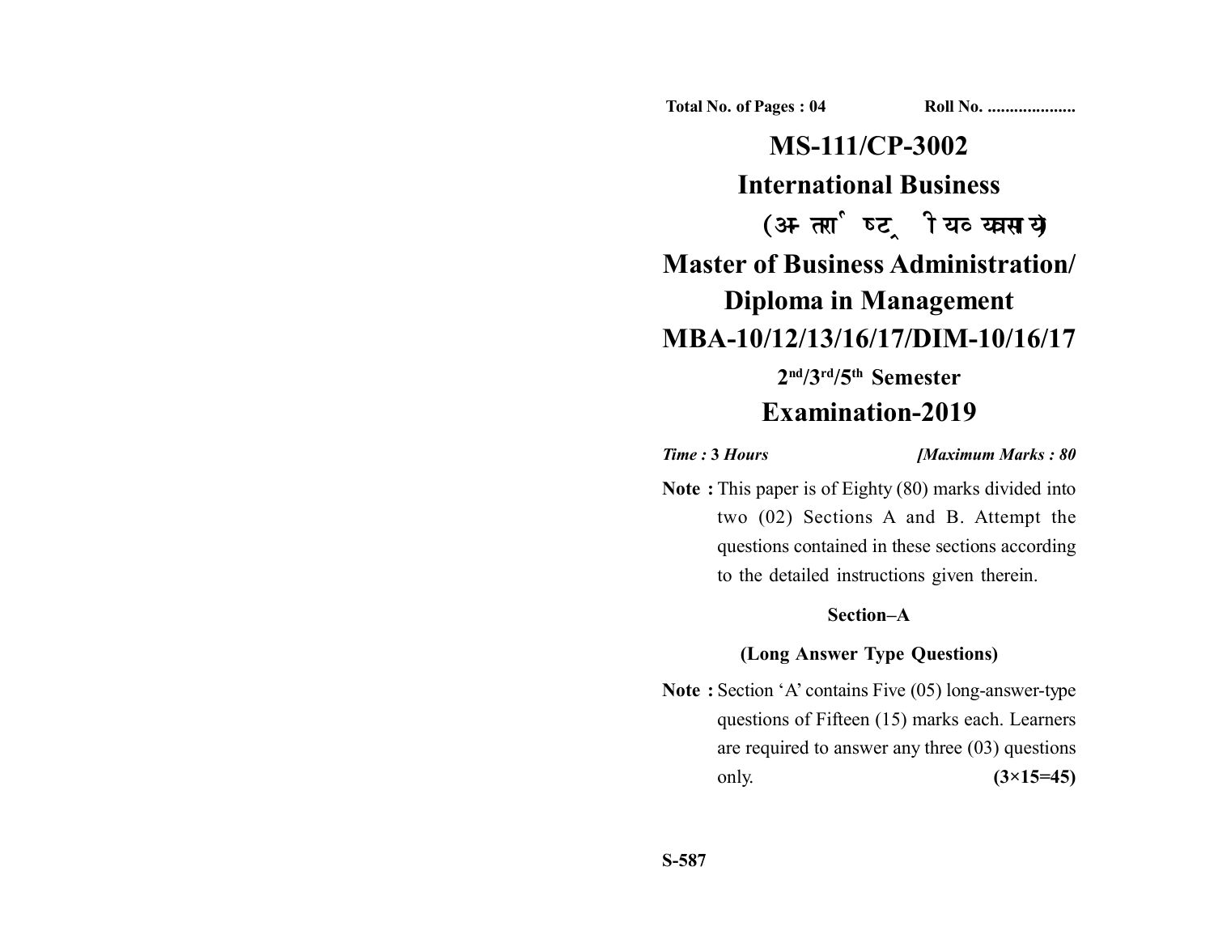Total No. of Pages : 04 Roll No. ...................

# MS-111/CP-3002

# International Business

# (अन्तर्राष्ट्रीय व्यवसाय)

# Master of Business Administration/ Diploma in Management

# MBA-10/12/13/16/17/DIM-10/16/17

## 2nd/3rd/5th Semester

## Examination-2019

*Time :* **3** *Hours* *[Maximum Marks : 80*

**Note :** This paper is of Eighty (80) marks divided into two (02) Sections A and B. Attempt the questions contained in these sections according to the detailed instructions given therein.

### Section–A

### (Long Answer Type Questions)

**Note :** Section 'A' contains Five (05) long-answer-type questions of Fifteen (15) marks each. Learners are required to answer any three (03) questions only. **(3×15=45)**

S-587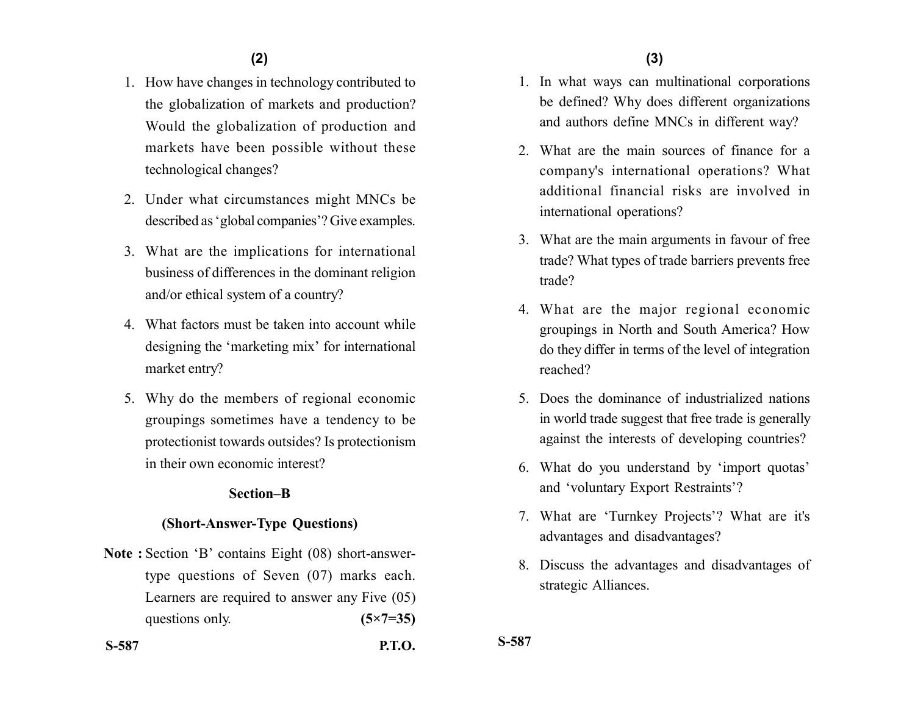1. How have changes in technology contributed to the globalization of markets and production? Would the globalization of production and markets have been possible without these technological changes?

2. Under what circumstances might MNCs be described as 'global companies'? Give examples.

3. What are the implications for international business of differences in the dominant religion and/or ethical system of a country?

4. What factors must be taken into account while designing the 'marketing mix' for international market entry?

5. Why do the members of regional economic groupings sometimes have a tendency to be protectionist towards outsides? Is protectionism in their own economic interest?

## Section–B

### (Short-Answer-Type Questions)

**Note :** Section 'B' contains Eight (08) short-answer-type questions of Seven (07) marks each. Learners are required to answer any Five (05) questions only. **(5×7=35)**

1. In what ways can multinational corporations be defined? Why does different organizations and authors define MNCs in different way?

2. What are the main sources of finance for a company's international operations? What additional financial risks are involved in international operations?

3. What are the main arguments in favour of free trade? What types of trade barriers prevents free trade?

4. What are the major regional economic groupings in North and South America? How do they differ in terms of the level of integration reached?

5. Does the dominance of industrialized nations in world trade suggest that free trade is generally against the interests of developing countries?

6. What do you understand by 'import quotas' and 'voluntary Export Restraints'?

7. What are 'Turnkey Projects'? What are it's advantages and disadvantages?

8. Discuss the advantages and disadvantages of strategic Alliances.